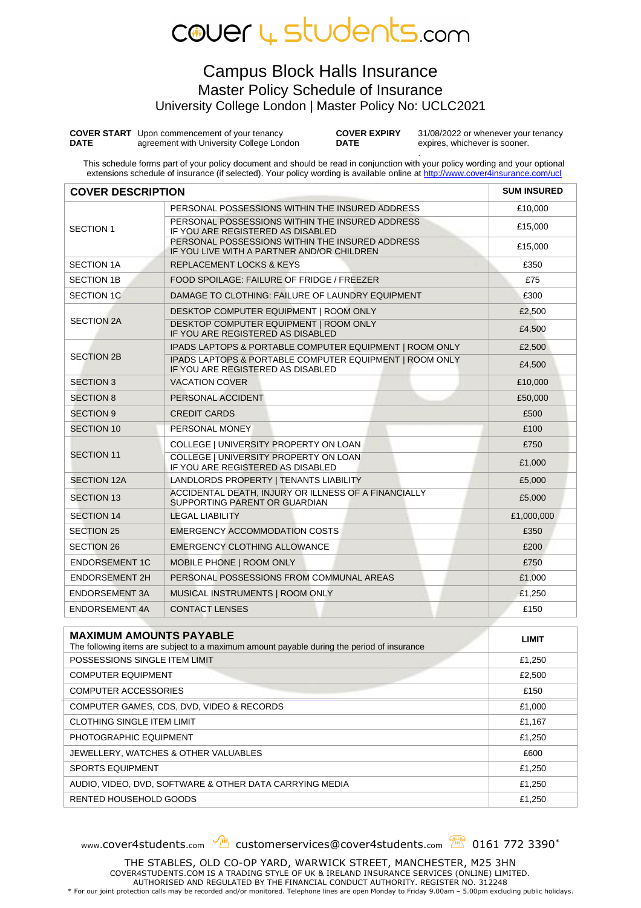# cover 4 students.com

## Campus Block Halls Insurance

### Master Policy Schedule of Insurance

### University College London | Master Policy No: UCLC2021

**COVER START DATE** Upon commencement of your tenancy agreement with University College London

**COVER EXPIRY DATE** 31/08/2022 or whenever your tenancy expires, whichever is sooner.

This schedule forms part of your policy document and should be read in conjunction with your policy wording and your optional extensions schedule of insurance (if selected). Your policy wording is available online at http://www.cover4insurance.com/ucl

| COVER DESCRIPTION | | SUM INSURED |
|---|---|---|
| SECTION 1 | PERSONAL POSSESSIONS WITHIN THE INSURED ADDRESS | £10,000 |
| | PERSONAL POSSESSIONS WITHIN THE INSURED ADDRESS IF YOU ARE REGISTERED AS DISABLED | £15,000 |
| | PERSONAL POSSESSIONS WITHIN THE INSURED ADDRESS IF YOU LIVE WITH A PARTNER AND/OR CHILDREN | £15,000 |
| SECTION 1A | REPLACEMENT LOCKS & KEYS | £350 |
| SECTION 1B | FOOD SPOILAGE: FAILURE OF FRIDGE / FREEZER | £75 |
| SECTION 1C | DAMAGE TO CLOTHING: FAILURE OF LAUNDRY EQUIPMENT | £300 |
| SECTION 2A | DESKTOP COMPUTER EQUIPMENT \| ROOM ONLY | £2,500 |
| | DESKTOP COMPUTER EQUIPMENT \| ROOM ONLY IF YOU ARE REGISTERED AS DISABLED | £4,500 |
| SECTION 2B | IPADS LAPTOPS & PORTABLE COMPUTER EQUIPMENT \| ROOM ONLY | £2,500 |
| | IPADS LAPTOPS & PORTABLE COMPUTER EQUIPMENT \| ROOM ONLY IF YOU ARE REGISTERED AS DISABLED | £4,500 |
| SECTION 3 | VACATION COVER | £10,000 |
| SECTION 8 | PERSONAL ACCIDENT | £50,000 |
| SECTION 9 | CREDIT CARDS | £500 |
| SECTION 10 | PERSONAL MONEY | £100 |
| SECTION 11 | COLLEGE \| UNIVERSITY PROPERTY ON LOAN | £750 |
| | COLLEGE \| UNIVERSITY PROPERTY ON LOAN IF YOU ARE REGISTERED AS DISABLED | £1,000 |
| SECTION 12A | LANDLORDS PROPERTY \| TENANTS LIABILITY | £5,000 |
| SECTION 13 | ACCIDENTAL DEATH, INJURY OR ILLNESS OF A FINANCIALLY SUPPORTING PARENT OR GUARDIAN | £5,000 |
| SECTION 14 | LEGAL LIABILITY | £1,000,000 |
| SECTION 25 | EMERGENCY ACCOMMODATION COSTS | £350 |
| SECTION 26 | EMERGENCY CLOTHING ALLOWANCE | £200 |
| ENDORSEMENT 1C | MOBILE PHONE \| ROOM ONLY | £750 |
| ENDORSEMENT 2H | PERSONAL POSSESSIONS FROM COMMUNAL AREAS | £1,000 |
| ENDORSEMENT 3A | MUSICAL INSTRUMENTS \| ROOM ONLY | £1,250 |
| ENDORSEMENT 4A | CONTACT LENSES | £150 |

| **MAXIMUM AMOUNTS PAYABLE** The following items are subject to a maximum amount payable during the period of insurance | LIMIT |
|---|---|
| POSSESSIONS SINGLE ITEM LIMIT | £1,250 |
| COMPUTER EQUIPMENT | £2,500 |
| COMPUTER ACCESSORIES | £150 |
| COMPUTER GAMES, CDS, DVD, VIDEO & RECORDS | £1,000 |
| CLOTHING SINGLE ITEM LIMIT | £1,167 |
| PHOTOGRAPHIC EQUIPMENT | £1,250 |
| JEWELLERY, WATCHES & OTHER VALUABLES | £600 |
| SPORTS EQUIPMENT | £1,250 |
| AUDIO, VIDEO, DVD, SOFTWARE & OTHER DATA CARRYING MEDIA | £1,250 |
| RENTED HOUSEHOLD GOODS | £1,250 |

www.cover4students.com customerservices@cover4students.com 0161 772 3390*

THE STABLES, OLD CO-OP YARD, WARWICK STREET, MANCHESTER, M25 3HN
COVER4STUDENTS.COM IS A TRADING STYLE OF UK & IRELAND INSURANCE SERVICES (ONLINE) LIMITED.
AUTHORISED AND REGULATED BY THE FINANCIAL CONDUCT AUTHORITY. REGISTER NO. 312248
* For our joint protection calls may be recorded and/or monitored. Telephone lines are open Monday to Friday 9.00am – 5.00pm excluding public holidays.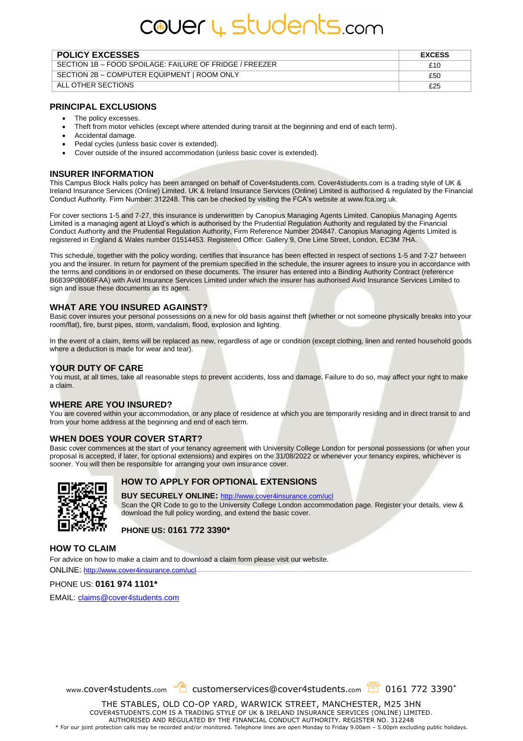# cover 4 students.com

| POLICY EXCESSES | EXCESS |
|---|---|
| SECTION 1B – FOOD SPOILAGE: FAILURE OF FRIDGE / FREEZER | £10 |
| SECTION 2B – COMPUTER EQUIPMENT \| ROOM ONLY | £50 |
| ALL OTHER SECTIONS | £25 |

## PRINCIPAL EXCLUSIONS

- The policy excesses.
- Theft from motor vehicles (except where attended during transit at the beginning and end of each term).
- Accidental damage.
- Pedal cycles (unless basic cover is extended).
- Cover outside of the insured accommodation (unless basic cover is extended).

## INSURER INFORMATION

This Campus Block Halls policy has been arranged on behalf of Cover4students.com. Cover4students.com is a trading style of UK & Ireland Insurance Services (Online) Limited. UK & Ireland Insurance Services (Online) Limited is authorised & regulated by the Financial Conduct Authority. Firm Number: 312248. This can be checked by visiting the FCA's website at www.fca.org.uk.

For cover sections 1-5 and 7-27, this insurance is underwritten by Canopius Managing Agents Limited. Canopius Managing Agents Limited is a managing agent at Lloyd's which is authorised by the Prudential Regulation Authority and regulated by the Financial Conduct Authority and the Prudential Regulation Authority, Firm Reference Number 204847. Canopius Managing Agents Limited is registered in England & Wales number 01514453. Registered Office: Gallery 9, One Lime Street, London, EC3M 7HA.

This schedule, together with the policy wording, certifies that insurance has been effected in respect of sections 1-5 and 7-27 between you and the insurer. In return for payment of the premium specified in the schedule, the insurer agrees to insure you in accordance with the terms and conditions in or endorsed on these documents. The insurer has entered into a Binding Authority Contract (reference B6839P08068FAA) with Avid Insurance Services Limited under which the insurer has authorised Avid Insurance Services Limited to sign and issue these documents as its agent.

## WHAT ARE YOU INSURED AGAINST?

Basic cover insures your personal possessions on a new for old basis against theft (whether or not someone physically breaks into your room/flat), fire, burst pipes, storm, vandalism, flood, explosion and lighting.

In the event of a claim, items will be replaced as new, regardless of age or condition (except clothing, linen and rented household goods where a deduction is made for wear and tear).

## YOUR DUTY OF CARE

You must, at all times, take all reasonable steps to prevent accidents, loss and damage. Failure to do so, may affect your right to make a claim.

## WHERE ARE YOU INSURED?

You are covered within your accommodation, or any place of residence at which you are temporarily residing and in direct transit to and from your home address at the beginning and end of each term.

## WHEN DOES YOUR COVER START?

Basic cover commences at the start of your tenancy agreement with University College London for personal possessions (or when your proposal is accepted, if later, for optional extensions) and expires on the 31/08/2022 or whenever your tenancy expires, whichever is sooner. You will then be responsible for arranging your own insurance cover.

## HOW TO APPLY FOR OPTIONAL EXTENSIONS

**BUY SECURELY ONLINE:** http://www.cover4insurance.com/ucl

Scan the QR Code to go to the University College London accommodation page. Register your details, view & download the full policy wording, and extend the basic cover.

**PHONE US: 0161 772 3390***

## HOW TO CLAIM

For advice on how to make a claim and to download a claim form please visit our website.

ONLINE: http://www.cover4insurance.com/ucl

PHONE US: **0161 974 1101***

EMAIL: claims@cover4students.com

www.cover4students.com customerservices@cover4students.com 0161 772 3390*

THE STABLES, OLD CO-OP YARD, WARWICK STREET, MANCHESTER, M25 3HN
COVER4STUDENTS.COM IS A TRADING STYLE OF UK & IRELAND INSURANCE SERVICES (ONLINE) LIMITED.
AUTHORISED AND REGULATED BY THE FINANCIAL CONDUCT AUTHORITY. REGISTER NO. 312248

* For our joint protection calls may be recorded and/or monitored. Telephone lines are open Monday to Friday 9.00am – 5.00pm excluding public holidays.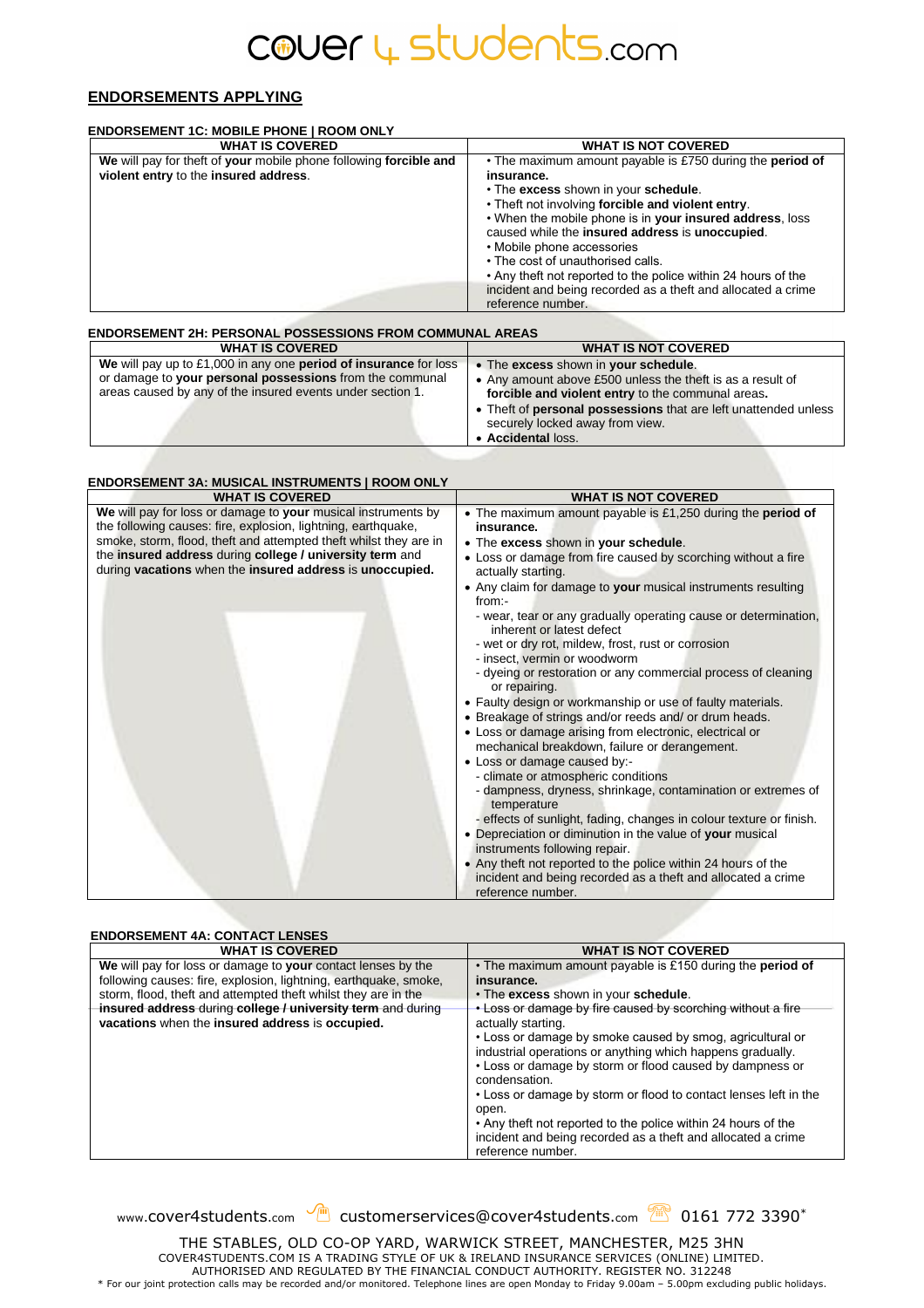## ENDORSEMENTS APPLYING

### ENDORSEMENT 1C: MOBILE PHONE | ROOM ONLY

| WHAT IS COVERED | WHAT IS NOT COVERED |
|---|---|
| **We** will pay for theft of **your** mobile phone following **forcible and violent entry** to the **insured address**. | • The maximum amount payable is £750 during the **period of insurance.**<br>• The **excess** shown in **your schedule**.<br>• Theft not involving **forcible and violent entry**.<br>• When the mobile phone is in **your insured address**, loss caused while the **insured address** is **unoccupied**.<br>• Mobile phone accessories<br>• The cost of unauthorised calls.<br>• Any theft not reported to the police within 24 hours of the incident and being recorded as a theft and allocated a crime reference number. |

### ENDORSEMENT 2H: PERSONAL POSSESSIONS FROM COMMUNAL AREAS

| WHAT IS COVERED | WHAT IS NOT COVERED |
|---|---|
| **We** will pay up to £1,000 in any one **period of insurance** for loss or damage to **your personal possessions** from the communal areas caused by any of the insured events under section 1. | • The **excess** shown in **your schedule**.<br>• Any amount above £500 unless the theft is as a result of **forcible and violent entry** to the communal areas.<br>• Theft of **personal possessions** that are left unattended unless securely locked away from view.<br>• **Accidental** loss. |

### ENDORSEMENT 3A: MUSICAL INSTRUMENTS | ROOM ONLY

| WHAT IS COVERED | WHAT IS NOT COVERED |
|---|---|
| **We** will pay for loss or damage to **your** musical instruments by the following causes: fire, explosion, lightning, earthquake, smoke, storm, flood, theft and attempted theft whilst they are in the **insured address** during **college / university term** and during **vacations** when the **insured address** is **unoccupied.** | • The maximum amount payable is £1,250 during the **period of insurance.**<br>• The **excess** shown in **your schedule**.<br>• Loss or damage from fire caused by scorching without a fire actually starting.<br>• Any claim for damage to **your** musical instruments resulting from:-<br>- wear, tear or any gradually operating cause or determination, inherent or latest defect<br>- wet or dry rot, mildew, frost, rust or corrosion<br>- insect, vermin or woodworm<br>- dyeing or restoration or any commercial process of cleaning or repairing.<br>• Faulty design or workmanship or use of faulty materials.<br>• Breakage of strings and/or reeds and/ or drum heads.<br>• Loss or damage arising from electronic, electrical or mechanical breakdown, failure or derangement.<br>• Loss or damage caused by:-<br>- climate or atmospheric conditions<br>- dampness, dryness, shrinkage, contamination or extremes of temperature<br>- effects of sunlight, fading, changes in colour texture or finish.<br>• Depreciation or diminution in the value of **your** musical instruments following repair.<br>• Any theft not reported to the police within 24 hours of the incident and being recorded as a theft and allocated a crime reference number. |

### ENDORSEMENT 4A: CONTACT LENSES

| WHAT IS COVERED | WHAT IS NOT COVERED |
|---|---|
| **We** will pay for loss or damage to **your** contact lenses by the following causes: fire, explosion, lightning, earthquake, smoke, storm, flood, theft and attempted theft whilst they are in the **insured address** during **college / university term** and during **vacations** when the **insured address** is **occupied.** | • The maximum amount payable is £150 during the **period of insurance.**<br>• The **excess** shown in your **schedule**.<br>• Loss or damage by fire caused by scorching without a fire actually starting.<br>• Loss or damage by smoke caused by smog, agricultural or industrial operations or anything which happens gradually.<br>• Loss or damage by storm or flood caused by dampness or condensation.<br>• Loss or damage by storm or flood to contact lenses left in the open.<br>• Any theft not reported to the police within 24 hours of the incident and being recorded as a theft and allocated a crime reference number. |

www.cover4students.com customerservices@cover4students.com 0161 772 3390*

THE STABLES, OLD CO-OP YARD, WARWICK STREET, MANCHESTER, M25 3HN
COVER4STUDENTS.COM IS A TRADING STYLE OF UK & IRELAND INSURANCE SERVICES (ONLINE) LIMITED.
AUTHORISED AND REGULATED BY THE FINANCIAL CONDUCT AUTHORITY. REGISTER NO. 312248
* For our joint protection calls may be recorded and/or monitored. Telephone lines are open Monday to Friday 9.00am – 5.00pm excluding public holidays.